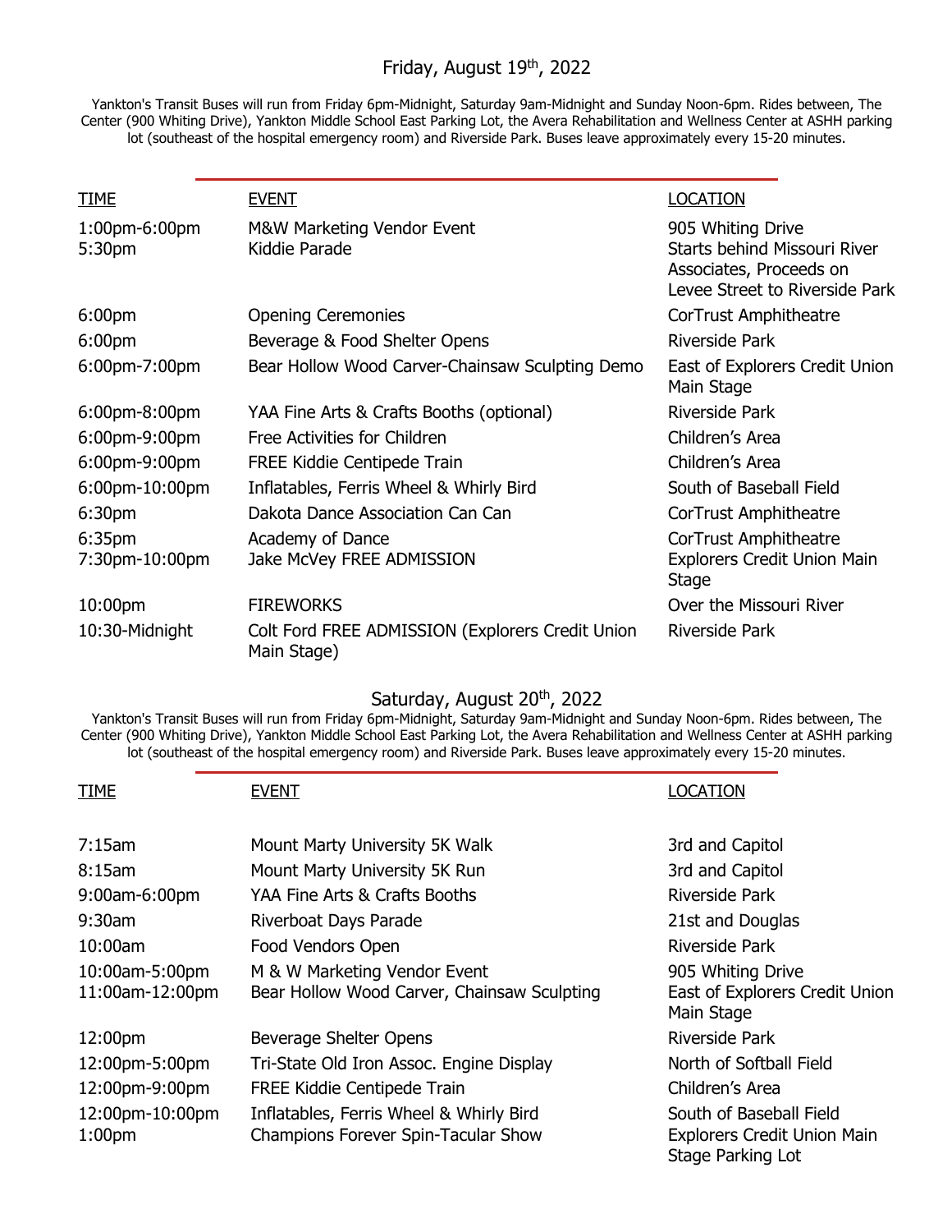## Friday, August 19th, 2022

Yankton's Transit Buses will run from Friday 6pm-Midnight, Saturday 9am-Midnight and Sunday Noon-6pm. Rides between, The Center (900 Whiting Drive), Yankton Middle School East Parking Lot, the Avera Rehabilitation and Wellness Center at ASHH parking lot (southeast of the hospital emergency room) and Riverside Park. Buses leave approximately every 15-20 minutes.

| TIME | EVENT | LOCATION |
|---|---|---|
| 1:00pm-6:00pm | M&W Marketing Vendor Event | 905 Whiting Drive |
| 5:30pm | Kiddie Parade | Starts behind Missouri River Associates, Proceeds on Levee Street to Riverside Park |
| 6:00pm | Opening Ceremonies | CorTrust Amphitheatre |
| 6:00pm | Beverage & Food Shelter Opens | Riverside Park |
| 6:00pm-7:00pm | Bear Hollow Wood Carver-Chainsaw Sculpting Demo | East of Explorers Credit Union Main Stage |
| 6:00pm-8:00pm | YAA Fine Arts & Crafts Booths (optional) | Riverside Park |
| 6:00pm-9:00pm | Free Activities for Children | Children's Area |
| 6:00pm-9:00pm | FREE Kiddie Centipede Train | Children's Area |
| 6:00pm-10:00pm | Inflatables, Ferris Wheel & Whirly Bird | South of Baseball Field |
| 6:30pm | Dakota Dance Association Can Can | CorTrust Amphitheatre |
| 6:35pm | Academy of Dance | CorTrust Amphitheatre |
| 7:30pm-10:00pm | Jake McVey FREE ADMISSION | Explorers Credit Union Main Stage |
| 10:00pm | FIREWORKS | Over the Missouri River |
| 10:30-Midnight | Colt Ford FREE ADMISSION (Explorers Credit Union Main Stage) | Riverside Park |

## Saturday, August 20th, 2022

Yankton's Transit Buses will run from Friday 6pm-Midnight, Saturday 9am-Midnight and Sunday Noon-6pm. Rides between, The Center (900 Whiting Drive), Yankton Middle School East Parking Lot, the Avera Rehabilitation and Wellness Center at ASHH parking lot (southeast of the hospital emergency room) and Riverside Park. Buses leave approximately every 15-20 minutes.

| TIME | EVENT | LOCATION |
|---|---|---|
| 7:15am | Mount Marty University 5K Walk | 3rd and Capitol |
| 8:15am | Mount Marty University 5K Run | 3rd and Capitol |
| 9:00am-6:00pm | YAA Fine Arts & Crafts Booths | Riverside Park |
| 9:30am | Riverboat Days Parade | 21st and Douglas |
| 10:00am | Food Vendors Open | Riverside Park |
| 10:00am-5:00pm | M & W Marketing Vendor Event | 905 Whiting Drive |
| 11:00am-12:00pm | Bear Hollow Wood Carver, Chainsaw Sculpting | East of Explorers Credit Union Main Stage |
| 12:00pm | Beverage Shelter Opens | Riverside Park |
| 12:00pm-5:00pm | Tri-State Old Iron Assoc. Engine Display | North of Softball Field |
| 12:00pm-9:00pm | FREE Kiddie Centipede Train | Children's Area |
| 12:00pm-10:00pm | Inflatables, Ferris Wheel & Whirly Bird | South of Baseball Field |
| 1:00pm | Champions Forever Spin-Tacular Show | Explorers Credit Union Main Stage Parking Lot |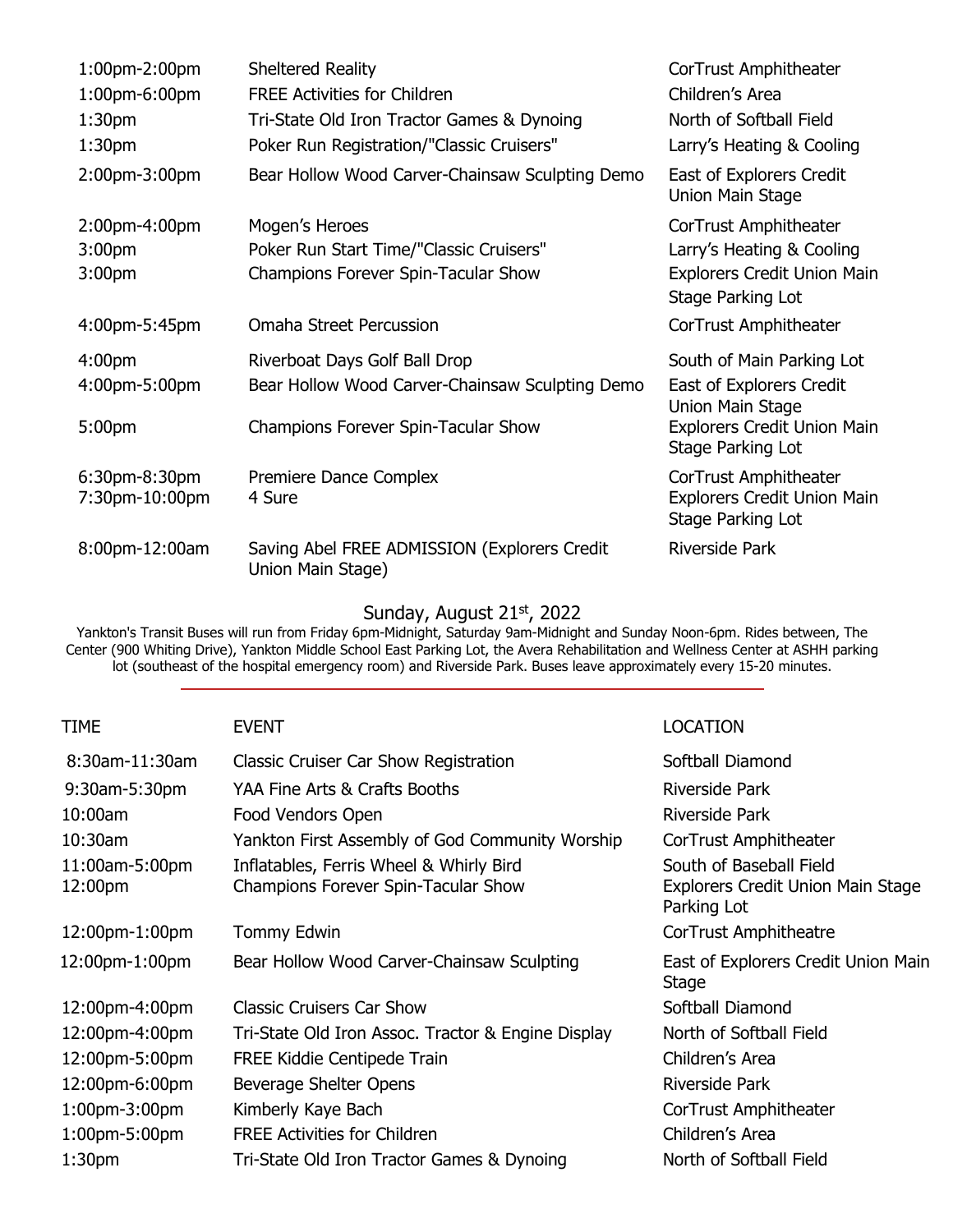| | | |
|---|---|---|
| 1:00pm-2:00pm | Sheltered Reality | CorTrust Amphitheater |
| 1:00pm-6:00pm | FREE Activities for Children | Children's Area |
| 1:30pm | Tri-State Old Iron Tractor Games & Dynoing | North of Softball Field |
| 1:30pm | Poker Run Registration/"Classic Cruisers" | Larry's Heating & Cooling |
| 2:00pm-3:00pm | Bear Hollow Wood Carver-Chainsaw Sculpting Demo | East of Explorers Credit Union Main Stage |
| 2:00pm-4:00pm | Mogen's Heroes | CorTrust Amphitheater |
| 3:00pm | Poker Run Start Time/"Classic Cruisers" | Larry's Heating & Cooling |
| 3:00pm | Champions Forever Spin-Tacular Show | Explorers Credit Union Main Stage Parking Lot |
| 4:00pm-5:45pm | Omaha Street Percussion | CorTrust Amphitheater |
| 4:00pm | Riverboat Days Golf Ball Drop | South of Main Parking Lot |
| 4:00pm-5:00pm | Bear Hollow Wood Carver-Chainsaw Sculpting Demo | East of Explorers Credit Union Main Stage |
| 5:00pm | Champions Forever Spin-Tacular Show | Explorers Credit Union Main Stage Parking Lot |
| 6:30pm-8:30pm | Premiere Dance Complex | CorTrust Amphitheater |
| 7:30pm-10:00pm | 4 Sure | Explorers Credit Union Main Stage Parking Lot |
| 8:00pm-12:00am | Saving Abel FREE ADMISSION (Explorers Credit Union Main Stage) | Riverside Park |

## Sunday, August 21st, 2022

Yankton's Transit Buses will run from Friday 6pm-Midnight, Saturday 9am-Midnight and Sunday Noon-6pm. Rides between, The Center (900 Whiting Drive), Yankton Middle School East Parking Lot, the Avera Rehabilitation and Wellness Center at ASHH parking lot (southeast of the hospital emergency room) and Riverside Park. Buses leave approximately every 15-20 minutes.

| TIME | EVENT | LOCATION |
|---|---|---|
| 8:30am-11:30am | Classic Cruiser Car Show Registration | Softball Diamond |
| 9:30am-5:30pm | YAA Fine Arts & Crafts Booths | Riverside Park |
| 10:00am | Food Vendors Open | Riverside Park |
| 10:30am | Yankton First Assembly of God Community Worship | CorTrust Amphitheater |
| 11:00am-5:00pm | Inflatables, Ferris Wheel & Whirly Bird | South of Baseball Field |
| 12:00pm | Champions Forever Spin-Tacular Show | Explorers Credit Union Main Stage Parking Lot |
| 12:00pm-1:00pm | Tommy Edwin | CorTrust Amphitheatre |
| 12:00pm-1:00pm | Bear Hollow Wood Carver-Chainsaw Sculpting | East of Explorers Credit Union Main Stage |
| 12:00pm-4:00pm | Classic Cruisers Car Show | Softball Diamond |
| 12:00pm-4:00pm | Tri-State Old Iron Assoc. Tractor & Engine Display | North of Softball Field |
| 12:00pm-5:00pm | FREE Kiddie Centipede Train | Children's Area |
| 12:00pm-6:00pm | Beverage Shelter Opens | Riverside Park |
| 1:00pm-3:00pm | Kimberly Kaye Bach | CorTrust Amphitheater |
| 1:00pm-5:00pm | FREE Activities for Children | Children's Area |
| 1:30pm | Tri-State Old Iron Tractor Games & Dynoing | North of Softball Field |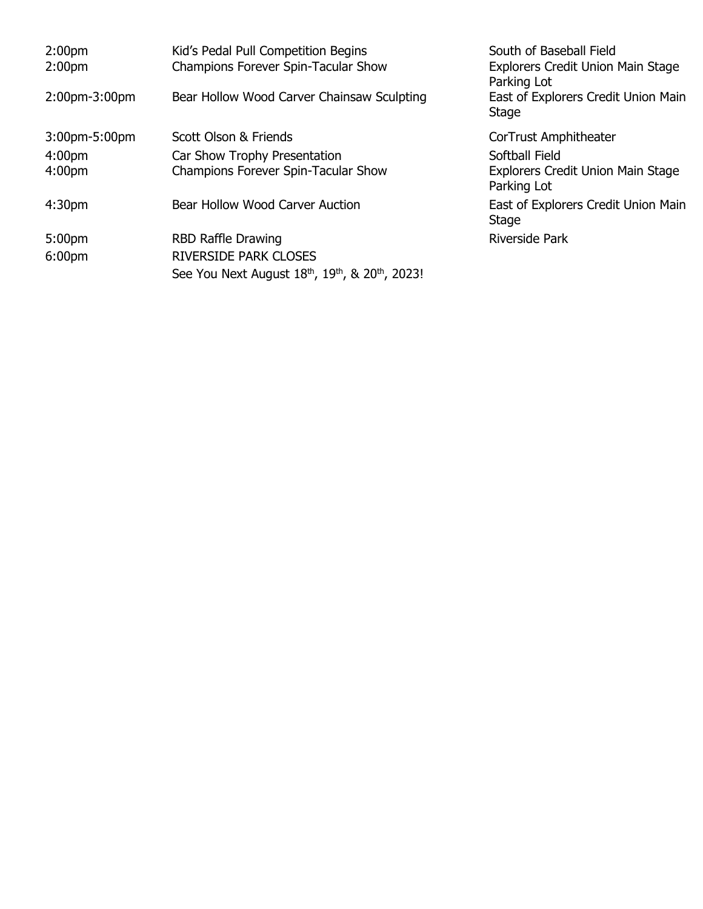| | | |
|---|---|---|
| 2:00pm | Kid's Pedal Pull Competition Begins | South of Baseball Field |
| 2:00pm | Champions Forever Spin-Tacular Show | Explorers Credit Union Main Stage Parking Lot |
| 2:00pm-3:00pm | Bear Hollow Wood Carver Chainsaw Sculpting | East of Explorers Credit Union Main Stage |
| 3:00pm-5:00pm | Scott Olson & Friends | CorTrust Amphitheater |
| 4:00pm | Car Show Trophy Presentation | Softball Field |
| 4:00pm | Champions Forever Spin-Tacular Show | Explorers Credit Union Main Stage Parking Lot |
| 4:30pm | Bear Hollow Wood Carver Auction | East of Explorers Credit Union Main Stage |
| 5:00pm | RBD Raffle Drawing | Riverside Park |
| 6:00pm | RIVERSIDE PARK CLOSES | |
| | See You Next August 18th, 19th, & 20th, 2023! | |